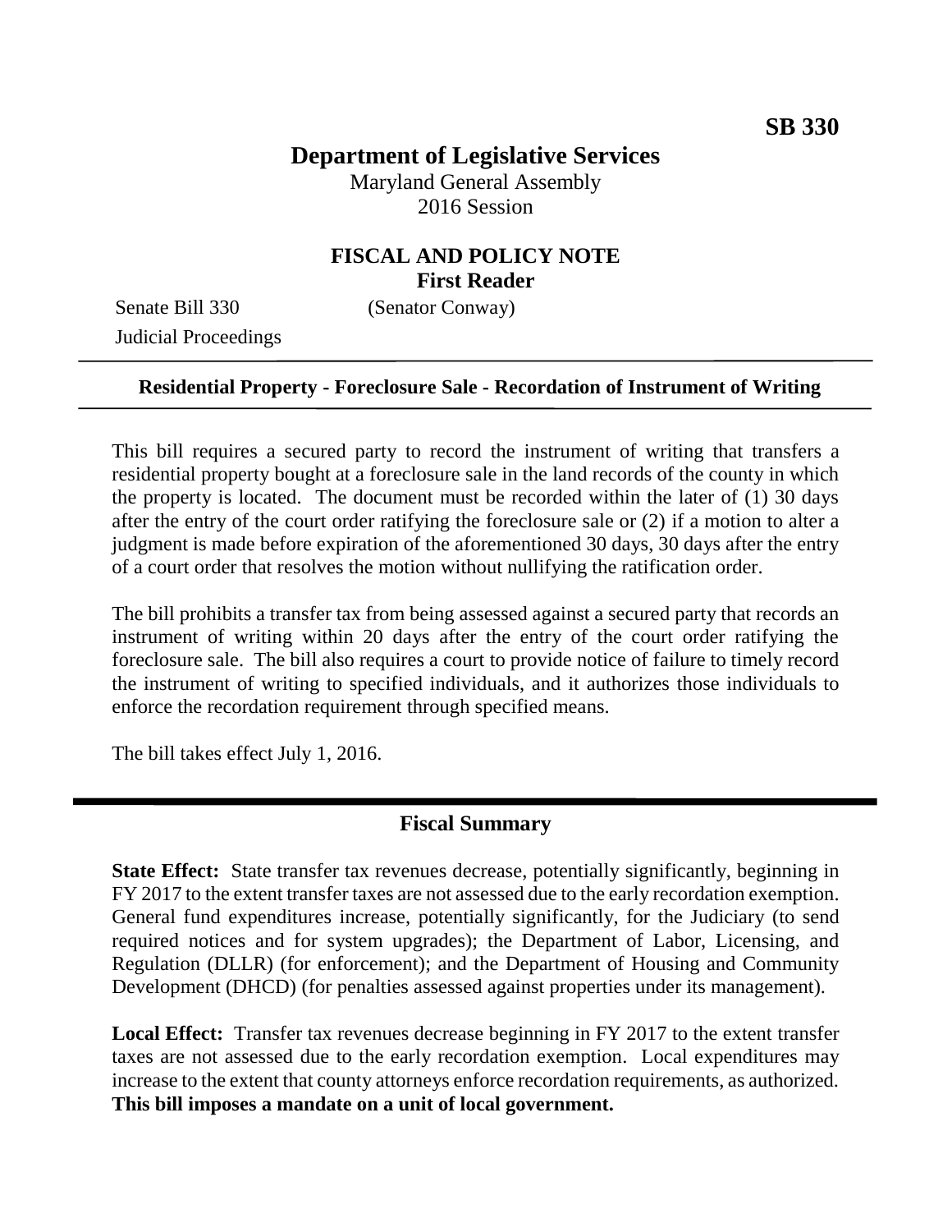**SB 330**

# Department of Legislative Services

Maryland General Assembly
2016 Session

## FISCAL AND POLICY NOTE
**First Reader**

Senate Bill 330 (Senator Conway)
Judicial Proceedings

---

**Residential Property - Foreclosure Sale - Recordation of Instrument of Writing**

---

This bill requires a secured party to record the instrument of writing that transfers a residential property bought at a foreclosure sale in the land records of the county in which the property is located. The document must be recorded within the later of (1) 30 days after the entry of the court order ratifying the foreclosure sale or (2) if a motion to alter a judgment is made before expiration of the aforementioned 30 days, 30 days after the entry of a court order that resolves the motion without nullifying the ratification order.

The bill prohibits a transfer tax from being assessed against a secured party that records an instrument of writing within 20 days after the entry of the court order ratifying the foreclosure sale. The bill also requires a court to provide notice of failure to timely record the instrument of writing to specified individuals, and it authorizes those individuals to enforce the recordation requirement through specified means.

The bill takes effect July 1, 2016.

---

## Fiscal Summary

**State Effect:** State transfer tax revenues decrease, potentially significantly, beginning in FY 2017 to the extent transfer taxes are not assessed due to the early recordation exemption. General fund expenditures increase, potentially significantly, for the Judiciary (to send required notices and for system upgrades); the Department of Labor, Licensing, and Regulation (DLLR) (for enforcement); and the Department of Housing and Community Development (DHCD) (for penalties assessed against properties under its management).

**Local Effect:** Transfer tax revenues decrease beginning in FY 2017 to the extent transfer taxes are not assessed due to the early recordation exemption. Local expenditures may increase to the extent that county attorneys enforce recordation requirements, as authorized. **This bill imposes a mandate on a unit of local government.**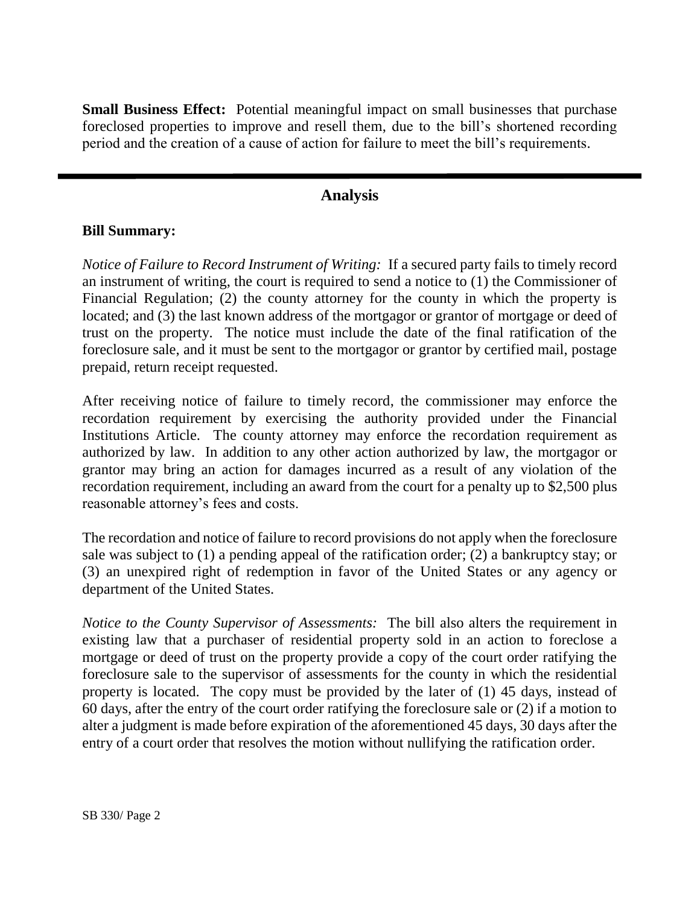**Small Business Effect:** Potential meaningful impact on small businesses that purchase foreclosed properties to improve and resell them, due to the bill's shortened recording period and the creation of a cause of action for failure to meet the bill's requirements.

---

## Analysis

**Bill Summary:**

*Notice of Failure to Record Instrument of Writing:* If a secured party fails to timely record an instrument of writing, the court is required to send a notice to (1) the Commissioner of Financial Regulation; (2) the county attorney for the county in which the property is located; and (3) the last known address of the mortgagor or grantor of mortgage or deed of trust on the property. The notice must include the date of the final ratification of the foreclosure sale, and it must be sent to the mortgagor or grantor by certified mail, postage prepaid, return receipt requested.

After receiving notice of failure to timely record, the commissioner may enforce the recordation requirement by exercising the authority provided under the Financial Institutions Article. The county attorney may enforce the recordation requirement as authorized by law. In addition to any other action authorized by law, the mortgagor or grantor may bring an action for damages incurred as a result of any violation of the recordation requirement, including an award from the court for a penalty up to $2,500 plus reasonable attorney's fees and costs.

The recordation and notice of failure to record provisions do not apply when the foreclosure sale was subject to (1) a pending appeal of the ratification order; (2) a bankruptcy stay; or (3) an unexpired right of redemption in favor of the United States or any agency or department of the United States.

*Notice to the County Supervisor of Assessments:* The bill also alters the requirement in existing law that a purchaser of residential property sold in an action to foreclose a mortgage or deed of trust on the property provide a copy of the court order ratifying the foreclosure sale to the supervisor of assessments for the county in which the residential property is located. The copy must be provided by the later of (1) 45 days, instead of 60 days, after the entry of the court order ratifying the foreclosure sale or (2) if a motion to alter a judgment is made before expiration of the aforementioned 45 days, 30 days after the entry of a court order that resolves the motion without nullifying the ratification order.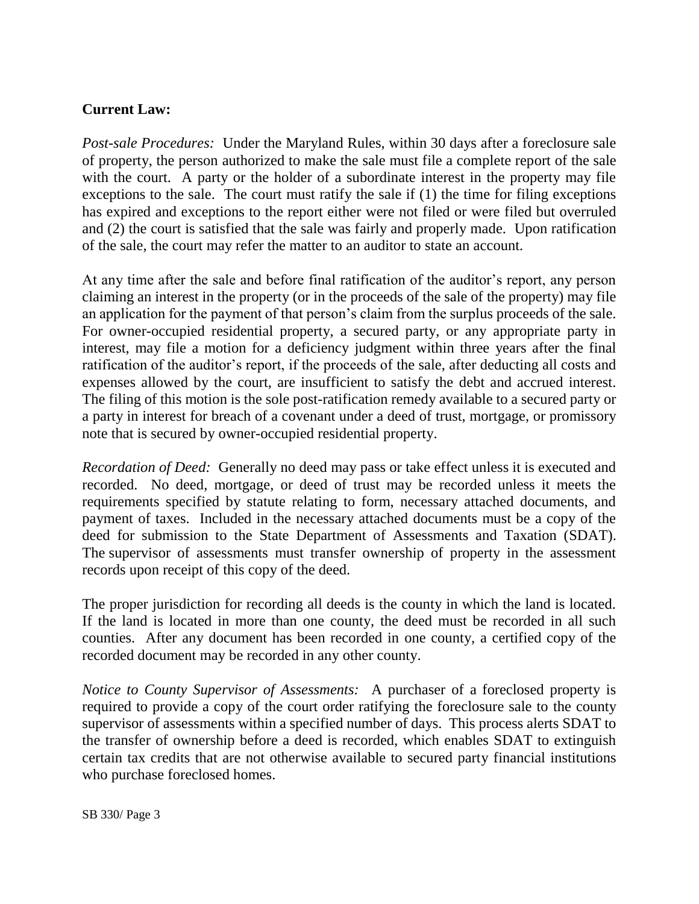**Current Law:**

*Post-sale Procedures:* Under the Maryland Rules, within 30 days after a foreclosure sale of property, the person authorized to make the sale must file a complete report of the sale with the court. A party or the holder of a subordinate interest in the property may file exceptions to the sale. The court must ratify the sale if (1) the time for filing exceptions has expired and exceptions to the report either were not filed or were filed but overruled and (2) the court is satisfied that the sale was fairly and properly made. Upon ratification of the sale, the court may refer the matter to an auditor to state an account.

At any time after the sale and before final ratification of the auditor's report, any person claiming an interest in the property (or in the proceeds of the sale of the property) may file an application for the payment of that person's claim from the surplus proceeds of the sale. For owner-occupied residential property, a secured party, or any appropriate party in interest, may file a motion for a deficiency judgment within three years after the final ratification of the auditor's report, if the proceeds of the sale, after deducting all costs and expenses allowed by the court, are insufficient to satisfy the debt and accrued interest. The filing of this motion is the sole post-ratification remedy available to a secured party or a party in interest for breach of a covenant under a deed of trust, mortgage, or promissory note that is secured by owner-occupied residential property.

*Recordation of Deed:* Generally no deed may pass or take effect unless it is executed and recorded. No deed, mortgage, or deed of trust may be recorded unless it meets the requirements specified by statute relating to form, necessary attached documents, and payment of taxes. Included in the necessary attached documents must be a copy of the deed for submission to the State Department of Assessments and Taxation (SDAT). The supervisor of assessments must transfer ownership of property in the assessment records upon receipt of this copy of the deed.

The proper jurisdiction for recording all deeds is the county in which the land is located. If the land is located in more than one county, the deed must be recorded in all such counties. After any document has been recorded in one county, a certified copy of the recorded document may be recorded in any other county.

*Notice to County Supervisor of Assessments:* A purchaser of a foreclosed property is required to provide a copy of the court order ratifying the foreclosure sale to the county supervisor of assessments within a specified number of days. This process alerts SDAT to the transfer of ownership before a deed is recorded, which enables SDAT to extinguish certain tax credits that are not otherwise available to secured party financial institutions who purchase foreclosed homes.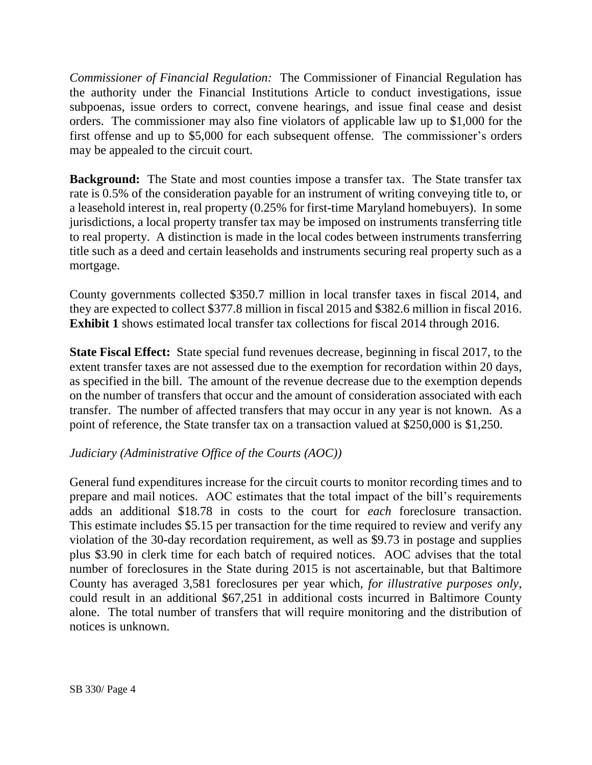*Commissioner of Financial Regulation:* The Commissioner of Financial Regulation has the authority under the Financial Institutions Article to conduct investigations, issue subpoenas, issue orders to correct, convene hearings, and issue final cease and desist orders. The commissioner may also fine violators of applicable law up to $1,000 for the first offense and up to $5,000 for each subsequent offense. The commissioner's orders may be appealed to the circuit court.

**Background:** The State and most counties impose a transfer tax. The State transfer tax rate is 0.5% of the consideration payable for an instrument of writing conveying title to, or a leasehold interest in, real property (0.25% for first-time Maryland homebuyers). In some jurisdictions, a local property transfer tax may be imposed on instruments transferring title to real property. A distinction is made in the local codes between instruments transferring title such as a deed and certain leaseholds and instruments securing real property such as a mortgage.

County governments collected $350.7 million in local transfer taxes in fiscal 2014, and they are expected to collect $377.8 million in fiscal 2015 and $382.6 million in fiscal 2016. **Exhibit 1** shows estimated local transfer tax collections for fiscal 2014 through 2016.

**State Fiscal Effect:** State special fund revenues decrease, beginning in fiscal 2017, to the extent transfer taxes are not assessed due to the exemption for recordation within 20 days, as specified in the bill. The amount of the revenue decrease due to the exemption depends on the number of transfers that occur and the amount of consideration associated with each transfer. The number of affected transfers that may occur in any year is not known. As a point of reference, the State transfer tax on a transaction valued at $250,000 is $1,250.

*Judiciary (Administrative Office of the Courts (AOC))*

General fund expenditures increase for the circuit courts to monitor recording times and to prepare and mail notices. AOC estimates that the total impact of the bill's requirements adds an additional $18.78 in costs to the court for *each* foreclosure transaction. This estimate includes $5.15 per transaction for the time required to review and verify any violation of the 30-day recordation requirement, as well as $9.73 in postage and supplies plus $3.90 in clerk time for each batch of required notices. AOC advises that the total number of foreclosures in the State during 2015 is not ascertainable, but that Baltimore County has averaged 3,581 foreclosures per year which, *for illustrative purposes only*, could result in an additional $67,251 in additional costs incurred in Baltimore County alone. The total number of transfers that will require monitoring and the distribution of notices is unknown.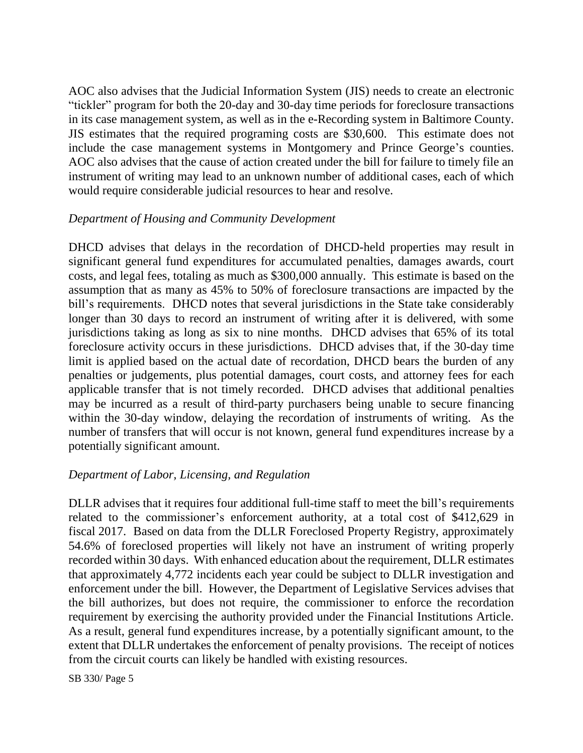AOC also advises that the Judicial Information System (JIS) needs to create an electronic "tickler" program for both the 20-day and 30-day time periods for foreclosure transactions in its case management system, as well as in the e-Recording system in Baltimore County. JIS estimates that the required programing costs are $30,600. This estimate does not include the case management systems in Montgomery and Prince George's counties. AOC also advises that the cause of action created under the bill for failure to timely file an instrument of writing may lead to an unknown number of additional cases, each of which would require considerable judicial resources to hear and resolve.

*Department of Housing and Community Development*

DHCD advises that delays in the recordation of DHCD-held properties may result in significant general fund expenditures for accumulated penalties, damages awards, court costs, and legal fees, totaling as much as $300,000 annually. This estimate is based on the assumption that as many as 45% to 50% of foreclosure transactions are impacted by the bill's requirements. DHCD notes that several jurisdictions in the State take considerably longer than 30 days to record an instrument of writing after it is delivered, with some jurisdictions taking as long as six to nine months. DHCD advises that 65% of its total foreclosure activity occurs in these jurisdictions. DHCD advises that, if the 30-day time limit is applied based on the actual date of recordation, DHCD bears the burden of any penalties or judgements, plus potential damages, court costs, and attorney fees for each applicable transfer that is not timely recorded. DHCD advises that additional penalties may be incurred as a result of third-party purchasers being unable to secure financing within the 30-day window, delaying the recordation of instruments of writing. As the number of transfers that will occur is not known, general fund expenditures increase by a potentially significant amount.

*Department of Labor, Licensing, and Regulation*

DLLR advises that it requires four additional full-time staff to meet the bill's requirements related to the commissioner's enforcement authority, at a total cost of $412,629 in fiscal 2017. Based on data from the DLLR Foreclosed Property Registry, approximately 54.6% of foreclosed properties will likely not have an instrument of writing properly recorded within 30 days. With enhanced education about the requirement, DLLR estimates that approximately 4,772 incidents each year could be subject to DLLR investigation and enforcement under the bill. However, the Department of Legislative Services advises that the bill authorizes, but does not require, the commissioner to enforce the recordation requirement by exercising the authority provided under the Financial Institutions Article. As a result, general fund expenditures increase, by a potentially significant amount, to the extent that DLLR undertakes the enforcement of penalty provisions. The receipt of notices from the circuit courts can likely be handled with existing resources.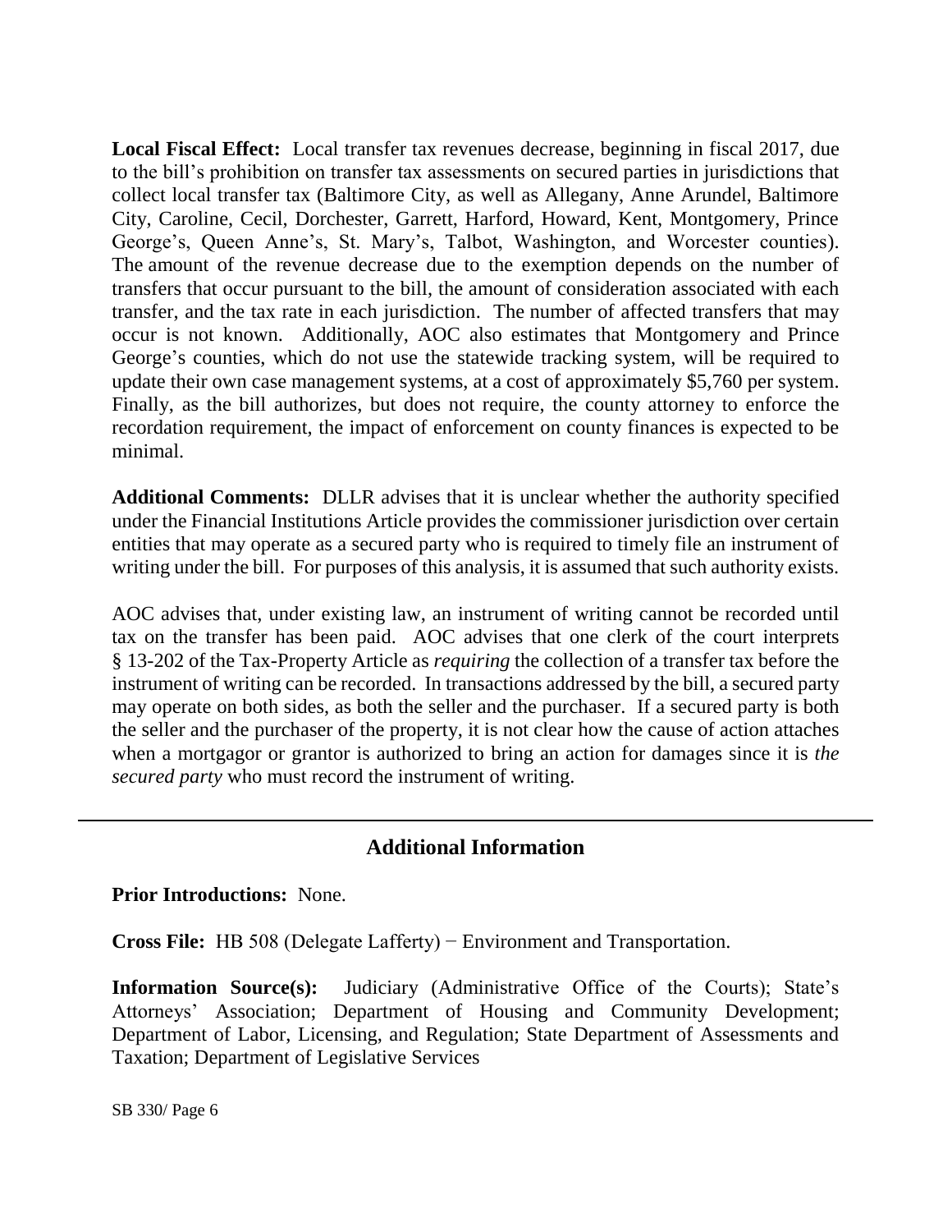**Local Fiscal Effect:** Local transfer tax revenues decrease, beginning in fiscal 2017, due to the bill's prohibition on transfer tax assessments on secured parties in jurisdictions that collect local transfer tax (Baltimore City, as well as Allegany, Anne Arundel, Baltimore City, Caroline, Cecil, Dorchester, Garrett, Harford, Howard, Kent, Montgomery, Prince George's, Queen Anne's, St. Mary's, Talbot, Washington, and Worcester counties). The amount of the revenue decrease due to the exemption depends on the number of transfers that occur pursuant to the bill, the amount of consideration associated with each transfer, and the tax rate in each jurisdiction. The number of affected transfers that may occur is not known. Additionally, AOC also estimates that Montgomery and Prince George's counties, which do not use the statewide tracking system, will be required to update their own case management systems, at a cost of approximately $5,760 per system. Finally, as the bill authorizes, but does not require, the county attorney to enforce the recordation requirement, the impact of enforcement on county finances is expected to be minimal.

**Additional Comments:** DLLR advises that it is unclear whether the authority specified under the Financial Institutions Article provides the commissioner jurisdiction over certain entities that may operate as a secured party who is required to timely file an instrument of writing under the bill. For purposes of this analysis, it is assumed that such authority exists.

AOC advises that, under existing law, an instrument of writing cannot be recorded until tax on the transfer has been paid. AOC advises that one clerk of the court interprets § 13-202 of the Tax-Property Article as *requiring* the collection of a transfer tax before the instrument of writing can be recorded. In transactions addressed by the bill, a secured party may operate on both sides, as both the seller and the purchaser. If a secured party is both the seller and the purchaser of the property, it is not clear how the cause of action attaches when a mortgagor or grantor is authorized to bring an action for damages since it is *the secured party* who must record the instrument of writing.

## Additional Information

**Prior Introductions:** None.

**Cross File:** HB 508 (Delegate Lafferty) − Environment and Transportation.

**Information Source(s):** Judiciary (Administrative Office of the Courts); State's Attorneys' Association; Department of Housing and Community Development; Department of Labor, Licensing, and Regulation; State Department of Assessments and Taxation; Department of Legislative Services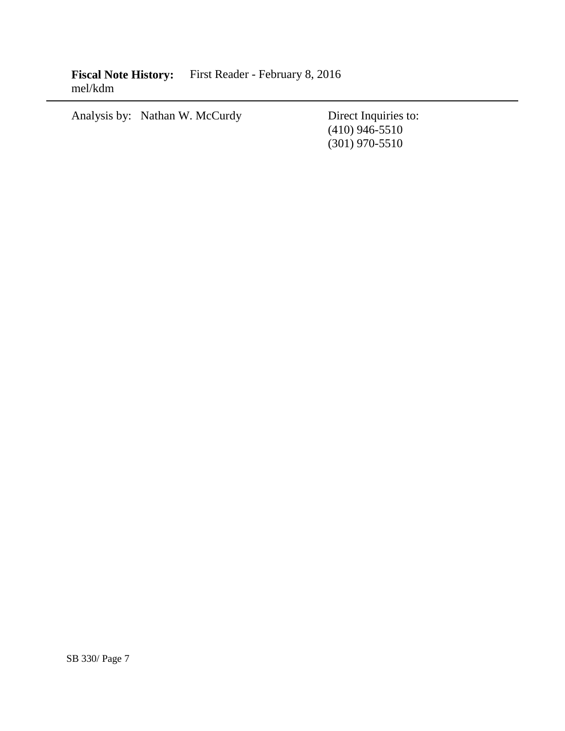**Fiscal Note History:** First Reader - February 8, 2016
mel/kdm

---

Analysis by: Nathan W. McCurdy

Direct Inquiries to:
(410) 946-5510
(301) 970-5510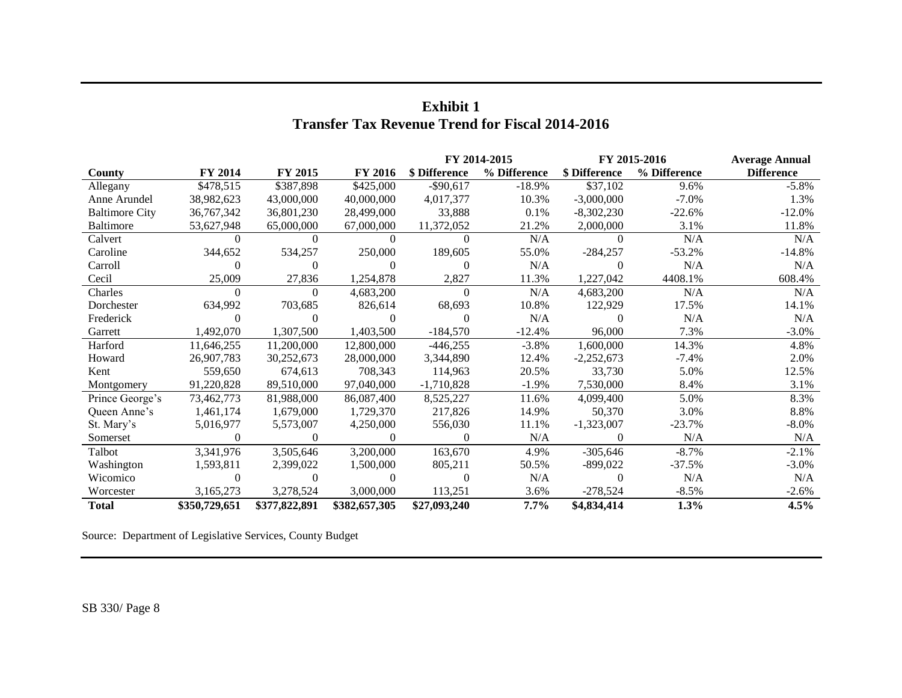## Exhibit 1
## Transfer Tax Revenue Trend for Fiscal 2014-2016

| | | | | FY 2014-2015 | | FY 2015-2016 | | Average Annual |
|---|---|---|---|---|---|---|---|---|
| **County** | **FY 2014** | **FY 2015** | **FY 2016** | **$ Difference** | **% Difference** | **$ Difference** | **% Difference** | **Difference** |
| Allegany | $478,515 | $387,898 | $425,000 | -$90,617 | -18.9% | $37,102 | 9.6% | -5.8% |
| Anne Arundel | 38,982,623 | 43,000,000 | 40,000,000 | 4,017,377 | 10.3% | -3,000,000 | -7.0% | 1.3% |
| Baltimore City | 36,767,342 | 36,801,230 | 28,499,000 | 33,888 | 0.1% | -8,302,230 | -22.6% | -12.0% |
| Baltimore | 53,627,948 | 65,000,000 | 67,000,000 | 11,372,052 | 21.2% | 2,000,000 | 3.1% | 11.8% |
| Calvert | 0 | 0 | 0 | 0 | N/A | 0 | N/A | N/A |
| Caroline | 344,652 | 534,257 | 250,000 | 189,605 | 55.0% | -284,257 | -53.2% | -14.8% |
| Carroll | 0 | 0 | 0 | 0 | N/A | 0 | N/A | N/A |
| Cecil | 25,009 | 27,836 | 1,254,878 | 2,827 | 11.3% | 1,227,042 | 4408.1% | 608.4% |
| Charles | 0 | 0 | 4,683,200 | 0 | N/A | 4,683,200 | N/A | N/A |
| Dorchester | 634,992 | 703,685 | 826,614 | 68,693 | 10.8% | 122,929 | 17.5% | 14.1% |
| Frederick | 0 | 0 | 0 | 0 | N/A | 0 | N/A | N/A |
| Garrett | 1,492,070 | 1,307,500 | 1,403,500 | -184,570 | -12.4% | 96,000 | 7.3% | -3.0% |
| Harford | 11,646,255 | 11,200,000 | 12,800,000 | -446,255 | -3.8% | 1,600,000 | 14.3% | 4.8% |
| Howard | 26,907,783 | 30,252,673 | 28,000,000 | 3,344,890 | 12.4% | -2,252,673 | -7.4% | 2.0% |
| Kent | 559,650 | 674,613 | 708,343 | 114,963 | 20.5% | 33,730 | 5.0% | 12.5% |
| Montgomery | 91,220,828 | 89,510,000 | 97,040,000 | -1,710,828 | -1.9% | 7,530,000 | 8.4% | 3.1% |
| Prince George's | 73,462,773 | 81,988,000 | 86,087,400 | 8,525,227 | 11.6% | 4,099,400 | 5.0% | 8.3% |
| Queen Anne's | 1,461,174 | 1,679,000 | 1,729,370 | 217,826 | 14.9% | 50,370 | 3.0% | 8.8% |
| St. Mary's | 5,016,977 | 5,573,007 | 4,250,000 | 556,030 | 11.1% | -1,323,007 | -23.7% | -8.0% |
| Somerset | 0 | 0 | 0 | 0 | N/A | 0 | N/A | N/A |
| Talbot | 3,341,976 | 3,505,646 | 3,200,000 | 163,670 | 4.9% | -305,646 | -8.7% | -2.1% |
| Washington | 1,593,811 | 2,399,022 | 1,500,000 | 805,211 | 50.5% | -899,022 | -37.5% | -3.0% |
| Wicomico | 0 | 0 | 0 | 0 | N/A | 0 | N/A | N/A |
| Worcester | 3,165,273 | 3,278,524 | 3,000,000 | 113,251 | 3.6% | -278,524 | -8.5% | -2.6% |
| **Total** | **$350,729,651** | **$377,822,891** | **$382,657,305** | **$27,093,240** | **7.7%** | **$4,834,414** | **1.3%** | **4.5%** |

Source: Department of Legislative Services, County Budget